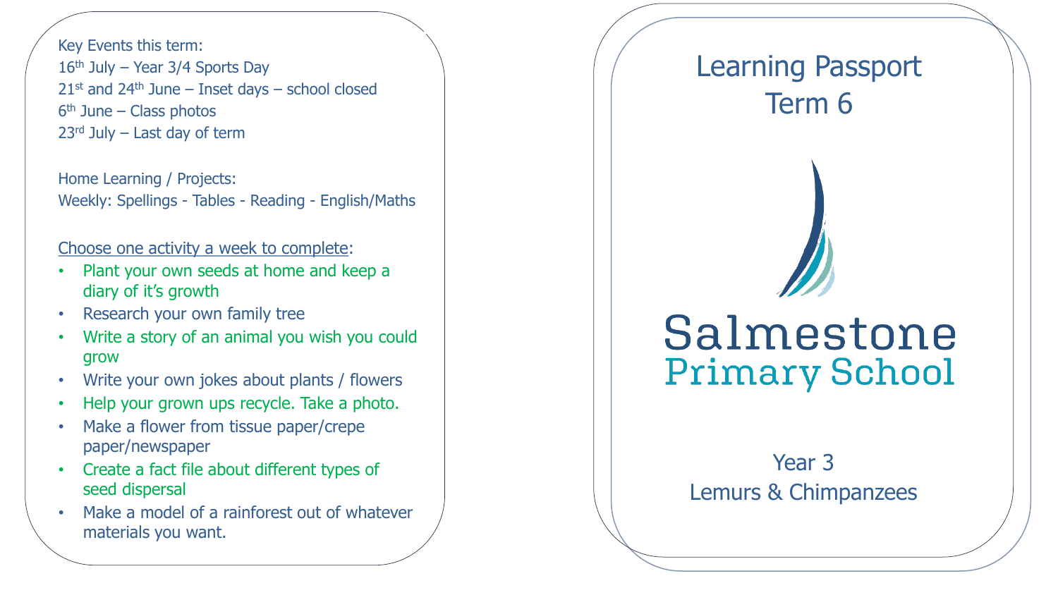Key Events this term:
16th July – Year 3/4 Sports Day
21st and 24th June – Inset days – school closed
6th June – Class photos
23rd July – Last day of term

Home Learning / Projects:
Weekly: Spellings - Tables - Reading - English/Maths

Choose one activity a week to complete:

- Plant your own seeds at home and keep a diary of it's growth
- Research your own family tree
- Write a story of an animal you wish you could grow
- Write your own jokes about plants / flowers
- Help your grown ups recycle. Take a photo.
- Make a flower from tissue paper/crepe paper/newspaper
- Create a fact file about different types of seed dispersal
- Make a model of a rainforest out of whatever materials you want.

# Learning Passport
# Term 6

Salmestone
Primary School

Year 3
Lemurs & Chimpanzees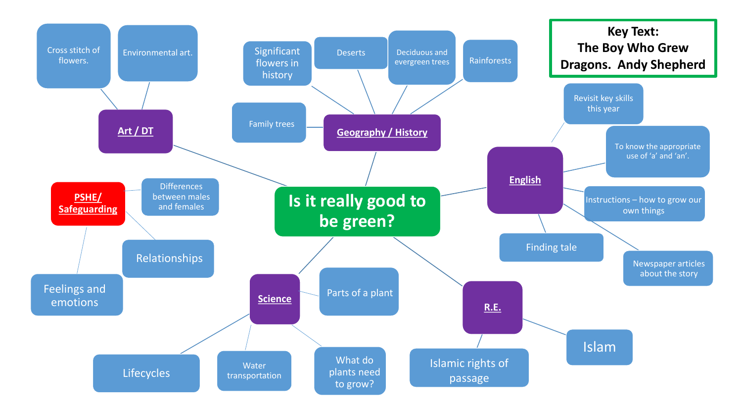# Is it really good to be green?

**Key Text: The Boy Who Grew Dragons. Andy Shepherd**

## Art / DT

- Cross stitch of flowers.
- Environmental art.

## Geography / History

- Significant flowers in history
- Deserts
- Deciduous and evergreen trees
- Rainforests
- Family trees

## English

- Revisit key skills this year
- To know the appropriate use of 'a' and 'an'.
- Instructions – how to grow our own things
- Finding tale
- Newspaper articles about the story

## PSHE/ Safeguarding

- Differences between males and females
- Relationships
- Feelings and emotions

## Science

- Parts of a plant
- Lifecycles
- Water transportation
- What do plants need to grow?

## R.E.

- Islam
- Islamic rights of passage